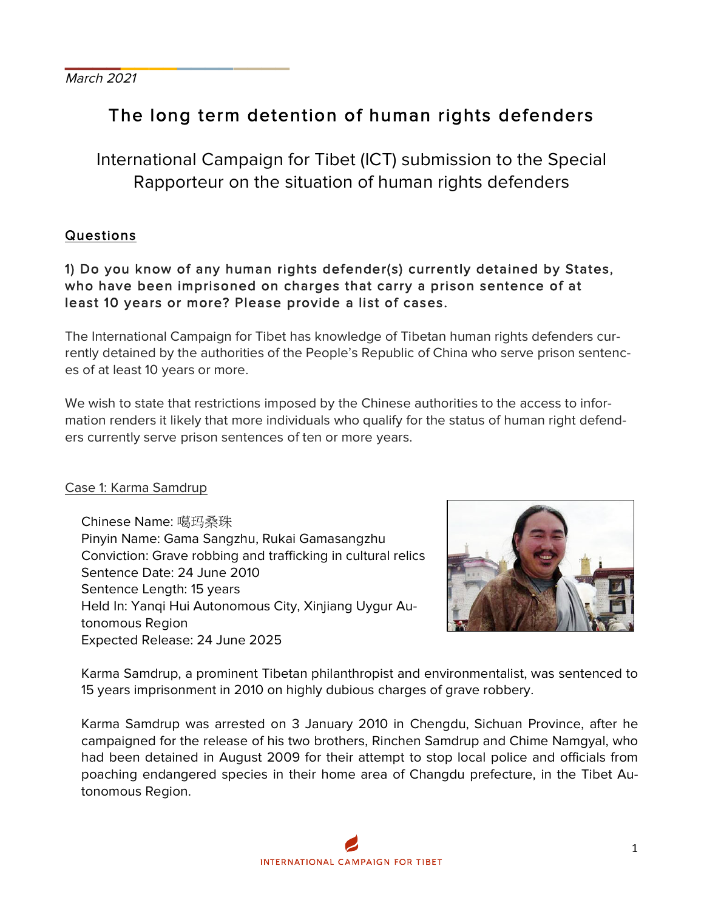*March 2021*

# The long term detention of human rights defenders

## International Campaign for Tibet (ICT) submission to the Special Rapporteur on the situation of human rights defenders

### Questions

**1) Do you know of any human rights defender(s) currently detained by States, who have been imprisoned on charges that carry a prison sentence of at least 10 years or more? Please provide a list of cases.**

The International Campaign for Tibet has knowledge of Tibetan human rights defenders currently detained by the authorities of the People's Republic of China who serve prison sentences of at least 10 years or more.

We wish to state that restrictions imposed by the Chinese authorities to the access to information renders it likely that more individuals who qualify for the status of human right defenders currently serve prison sentences of ten or more years.

Case 1: Karma Samdrup

Chinese Name: 噶玛桑珠
Pinyin Name: Gama Sangzhu, Rukai Gamasangzhu
Conviction: Grave robbing and trafficking in cultural relics
Sentence Date: 24 June 2010
Sentence Length: 15 years
Held In: Yanqi Hui Autonomous City, Xinjiang Uygur Autonomous Region
Expected Release: 24 June 2025

Karma Samdrup, a prominent Tibetan philanthropist and environmentalist, was sentenced to 15 years imprisonment in 2010 on highly dubious charges of grave robbery.

Karma Samdrup was arrested on 3 January 2010 in Chengdu, Sichuan Province, after he campaigned for the release of his two brothers, Rinchen Samdrup and Chime Namgyal, who had been detained in August 2009 for their attempt to stop local police and officials from poaching endangered species in their home area of Changdu prefecture, in the Tibet Autonomous Region.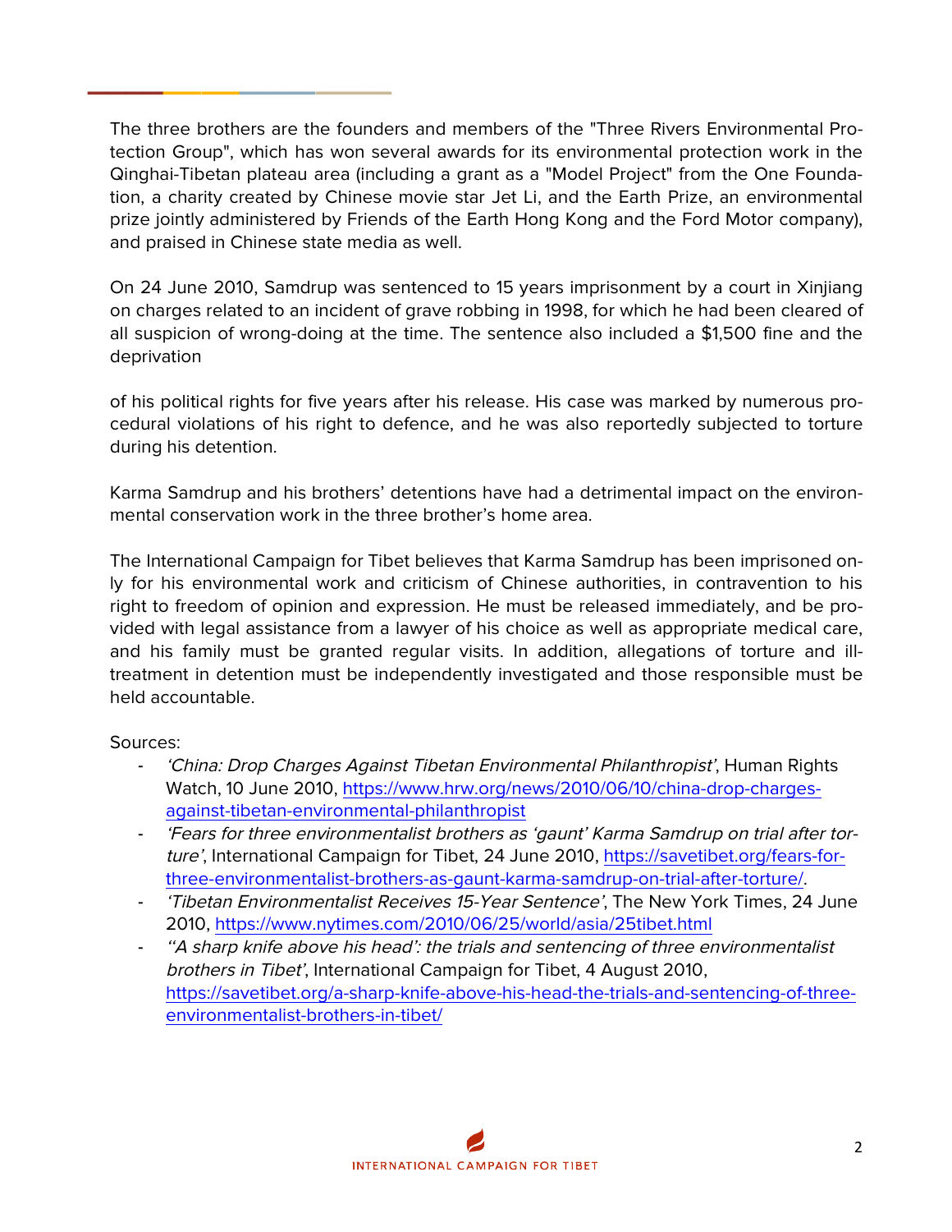The three brothers are the founders and members of the "Three Rivers Environmental Protection Group", which has won several awards for its environmental protection work in the Qinghai-Tibetan plateau area (including a grant as a "Model Project" from the One Foundation, a charity created by Chinese movie star Jet Li, and the Earth Prize, an environmental prize jointly administered by Friends of the Earth Hong Kong and the Ford Motor company), and praised in Chinese state media as well.

On 24 June 2010, Samdrup was sentenced to 15 years imprisonment by a court in Xinjiang on charges related to an incident of grave robbing in 1998, for which he had been cleared of all suspicion of wrong-doing at the time. The sentence also included a $1,500 fine and the deprivation of his political rights for five years after his release. His case was marked by numerous procedural violations of his right to defence, and he was also reportedly subjected to torture during his detention.

Karma Samdrup and his brothers' detentions have had a detrimental impact on the environmental conservation work in the three brother's home area.

The International Campaign for Tibet believes that Karma Samdrup has been imprisoned only for his environmental work and criticism of Chinese authorities, in contravention to his right to freedom of opinion and expression. He must be released immediately, and be provided with legal assistance from a lawyer of his choice as well as appropriate medical care, and his family must be granted regular visits. In addition, allegations of torture and ill-treatment in detention must be independently investigated and those responsible must be held accountable.

Sources:

- *'China: Drop Charges Against Tibetan Environmental Philanthropist'*, Human Rights Watch, 10 June 2010, https://www.hrw.org/news/2010/06/10/china-drop-charges-against-tibetan-environmental-philanthropist
- *'Fears for three environmentalist brothers as 'gaunt' Karma Samdrup on trial after torture'*, International Campaign for Tibet, 24 June 2010, https://savetibet.org/fears-for-three-environmentalist-brothers-as-gaunt-karma-samdrup-on-trial-after-torture/.
- *'Tibetan Environmentalist Receives 15-Year Sentence'*, The New York Times, 24 June 2010, https://www.nytimes.com/2010/06/25/world/asia/25tibet.html
- *''A sharp knife above his head': the trials and sentencing of three environmentalist brothers in Tibet'*, International Campaign for Tibet, 4 August 2010, https://savetibet.org/a-sharp-knife-above-his-head-the-trials-and-sentencing-of-three-environmentalist-brothers-in-tibet/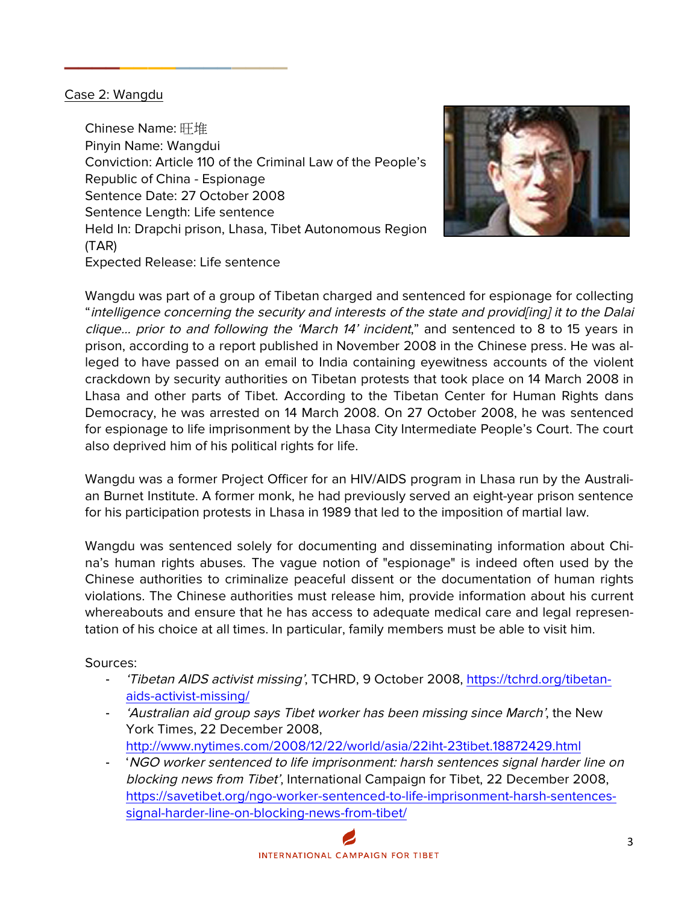Case 2: Wangdu

Chinese Name: 旺堆
Pinyin Name: Wangdui
Conviction: Article 110 of the Criminal Law of the People's Republic of China - Espionage
Sentence Date: 27 October 2008
Sentence Length: Life sentence
Held In: Drapchi prison, Lhasa, Tibet Autonomous Region (TAR)
Expected Release: Life sentence

Wangdu was part of a group of Tibetan charged and sentenced for espionage for collecting "*intelligence concerning the security and interests of the state and provid[ing] it to the Dalai clique… prior to and following the 'March 14' incident*," and sentenced to 8 to 15 years in prison, according to a report published in November 2008 in the Chinese press. He was alleged to have passed on an email to India containing eyewitness accounts of the violent crackdown by security authorities on Tibetan protests that took place on 14 March 2008 in Lhasa and other parts of Tibet. According to the Tibetan Center for Human Rights dans Democracy, he was arrested on 14 March 2008. On 27 October 2008, he was sentenced for espionage to life imprisonment by the Lhasa City Intermediate People's Court. The court also deprived him of his political rights for life.

Wangdu was a former Project Officer for an HIV/AIDS program in Lhasa run by the Australian Burnet Institute. A former monk, he had previously served an eight-year prison sentence for his participation protests in Lhasa in 1989 that led to the imposition of martial law.

Wangdu was sentenced solely for documenting and disseminating information about China's human rights abuses. The vague notion of "espionage" is indeed often used by the Chinese authorities to criminalize peaceful dissent or the documentation of human rights violations. The Chinese authorities must release him, provide information about his current whereabouts and ensure that he has access to adequate medical care and legal representation of his choice at all times. In particular, family members must be able to visit him.

Sources:

- *'Tibetan AIDS activist missing'*, TCHRD, 9 October 2008, https://tchrd.org/tibetan-aids-activist-missing/
- *'Australian aid group says Tibet worker has been missing since March'*, the New York Times, 22 December 2008, http://www.nytimes.com/2008/12/22/world/asia/22iht-23tibet.18872429.html
- '*NGO worker sentenced to life imprisonment: harsh sentences signal harder line on blocking news from Tibet'*, International Campaign for Tibet, 22 December 2008, https://savetibet.org/ngo-worker-sentenced-to-life-imprisonment-harsh-sentences-signal-harder-line-on-blocking-news-from-tibet/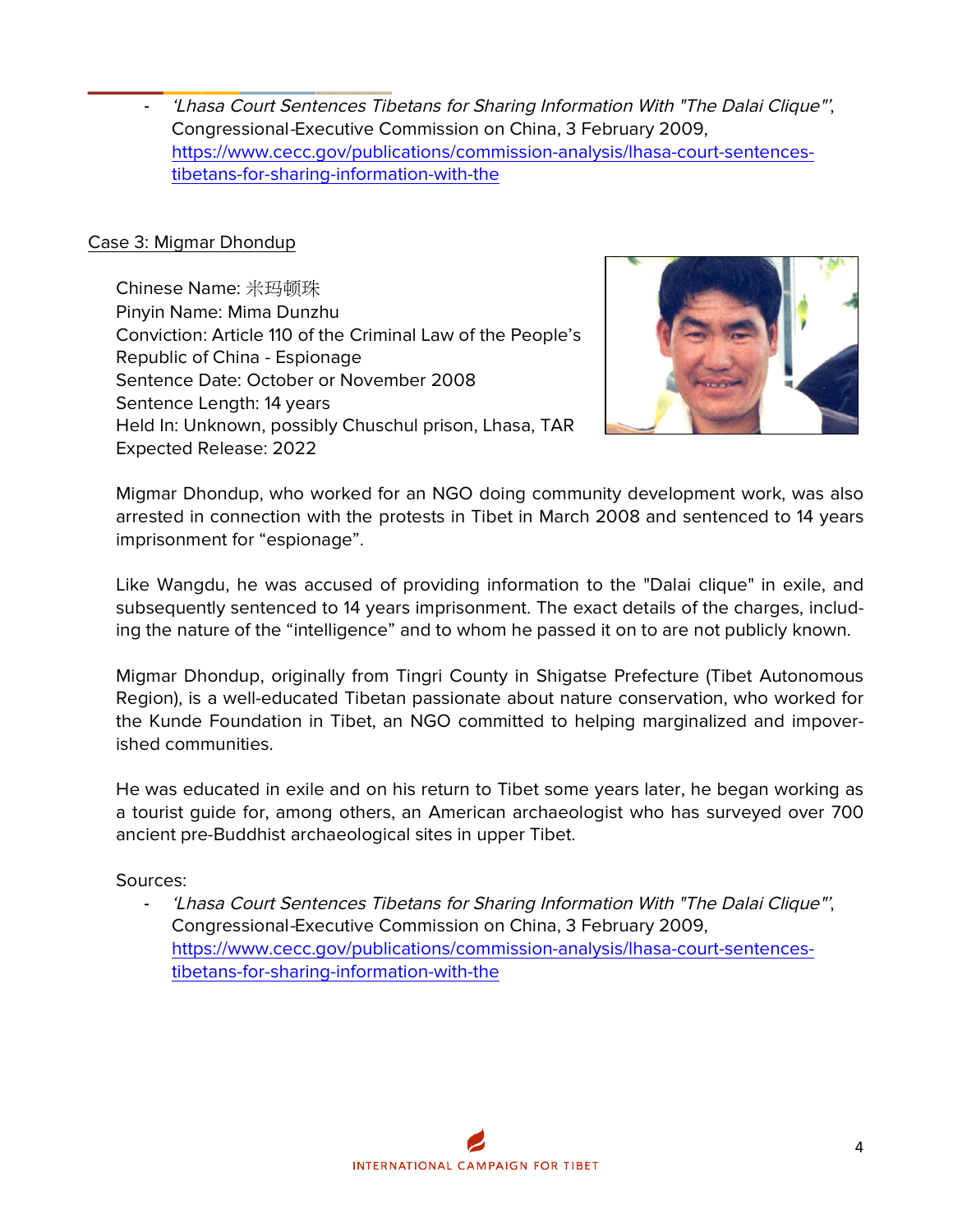- *'Lhasa Court Sentences Tibetans for Sharing Information With "The Dalai Clique"'*, Congressional-Executive Commission on China, 3 February 2009, https://www.cecc.gov/publications/commission-analysis/lhasa-court-sentences-tibetans-for-sharing-information-with-the

Case 3: Migmar Dhondup

Chinese Name: 米玛顿珠
Pinyin Name: Mima Dunzhu
Conviction: Article 110 of the Criminal Law of the People's Republic of China - Espionage
Sentence Date: October or November 2008
Sentence Length: 14 years
Held In: Unknown, possibly Chuschul prison, Lhasa, TAR
Expected Release: 2022

Migmar Dhondup, who worked for an NGO doing community development work, was also arrested in connection with the protests in Tibet in March 2008 and sentenced to 14 years imprisonment for "espionage".

Like Wangdu, he was accused of providing information to the "Dalai clique" in exile, and subsequently sentenced to 14 years imprisonment. The exact details of the charges, including the nature of the "intelligence" and to whom he passed it on to are not publicly known.

Migmar Dhondup, originally from Tingri County in Shigatse Prefecture (Tibet Autonomous Region), is a well-educated Tibetan passionate about nature conservation, who worked for the Kunde Foundation in Tibet, an NGO committed to helping marginalized and impoverished communities.

He was educated in exile and on his return to Tibet some years later, he began working as a tourist guide for, among others, an American archaeologist who has surveyed over 700 ancient pre-Buddhist archaeological sites in upper Tibet.

Sources:

- *'Lhasa Court Sentences Tibetans for Sharing Information With "The Dalai Clique"'*, Congressional-Executive Commission on China, 3 February 2009, https://www.cecc.gov/publications/commission-analysis/lhasa-court-sentences-tibetans-for-sharing-information-with-the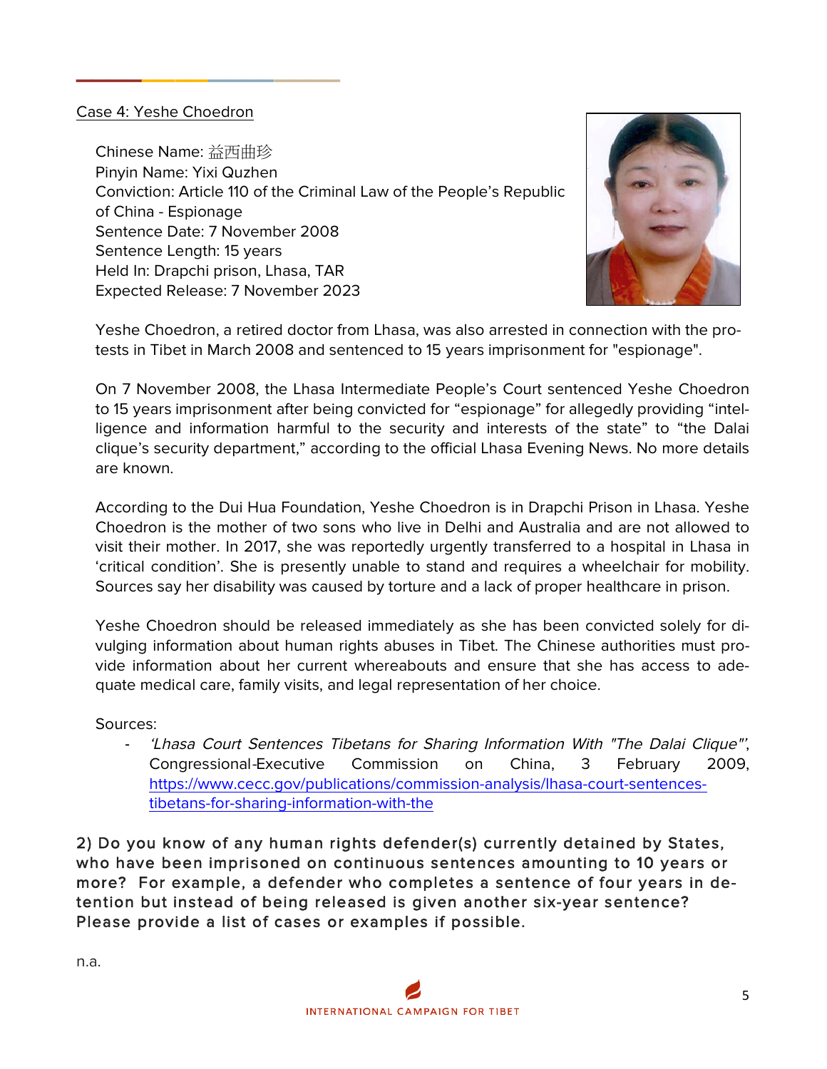Case 4: Yeshe Choedron

Chinese Name: 益西曲珍
Pinyin Name: Yixi Quzhen
Conviction: Article 110 of the Criminal Law of the People's Republic of China - Espionage
Sentence Date: 7 November 2008
Sentence Length: 15 years
Held In: Drapchi prison, Lhasa, TAR
Expected Release: 7 November 2023

Yeshe Choedron, a retired doctor from Lhasa, was also arrested in connection with the protests in Tibet in March 2008 and sentenced to 15 years imprisonment for "espionage".

On 7 November 2008, the Lhasa Intermediate People's Court sentenced Yeshe Choedron to 15 years imprisonment after being convicted for "espionage" for allegedly providing "intelligence and information harmful to the security and interests of the state" to "the Dalai clique's security department," according to the official Lhasa Evening News. No more details are known.

According to the Dui Hua Foundation, Yeshe Choedron is in Drapchi Prison in Lhasa. Yeshe Choedron is the mother of two sons who live in Delhi and Australia and are not allowed to visit their mother. In 2017, she was reportedly urgently transferred to a hospital in Lhasa in 'critical condition'. She is presently unable to stand and requires a wheelchair for mobility. Sources say her disability was caused by torture and a lack of proper healthcare in prison.

Yeshe Choedron should be released immediately as she has been convicted solely for divulging information about human rights abuses in Tibet. The Chinese authorities must provide information about her current whereabouts and ensure that she has access to adequate medical care, family visits, and legal representation of her choice.

Sources:

- *'Lhasa Court Sentences Tibetans for Sharing Information With "The Dalai Clique"'*, Congressional-Executive Commission on China, 3 February 2009, https://www.cecc.gov/publications/commission-analysis/lhasa-court-sentences-tibetans-for-sharing-information-with-the

**2) Do you know of any human rights defender(s) currently detained by States, who have been imprisoned on continuous sentences amounting to 10 years or more? For example, a defender who completes a sentence of four years in detention but instead of being released is given another six-year sentence? Please provide a list of cases or examples if possible.**

n.a.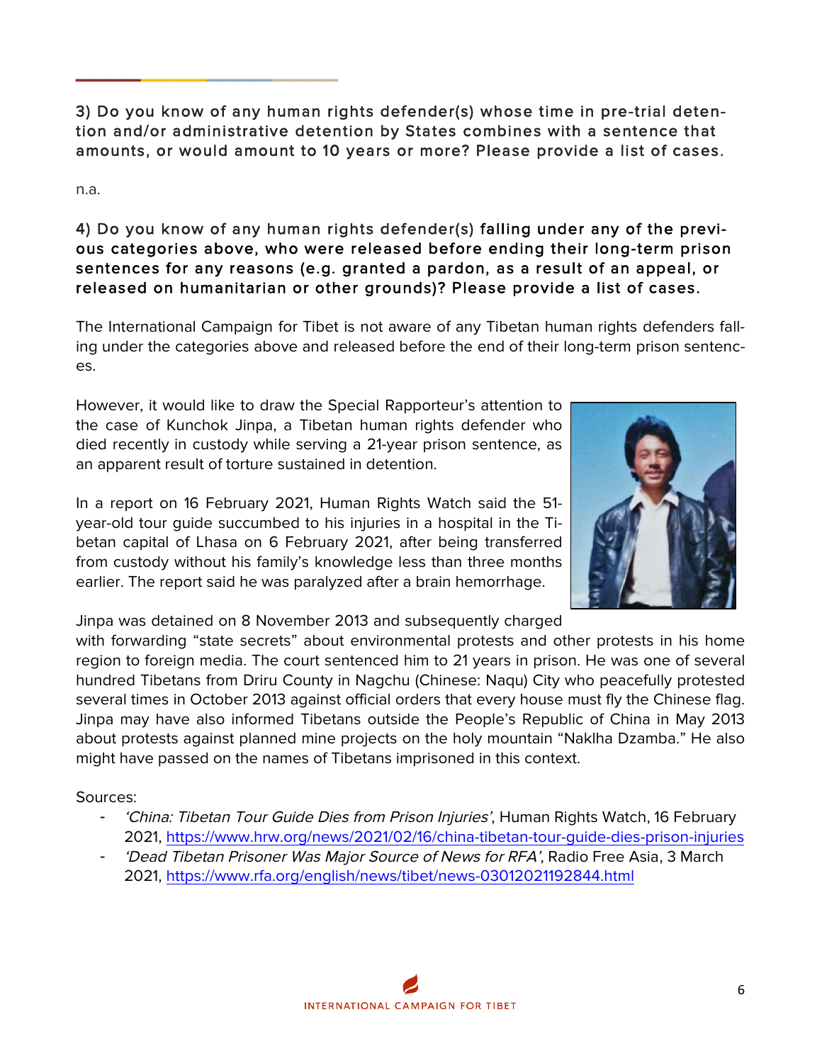**3) Do you know of any human rights defender(s) whose time in pre-trial detention and/or administrative detention by States combines with a sentence that amounts, or would amount to 10 years or more? Please provide a list of cases.**

n.a.

**4) Do you know of any human rights defender(s) falling under any of the previous categories above, who were released before ending their long-term prison sentences for any reasons (e.g. granted a pardon, as a result of an appeal, or released on humanitarian or other grounds)? Please provide a list of cases.**

The International Campaign for Tibet is not aware of any Tibetan human rights defenders falling under the categories above and released before the end of their long-term prison sentences.

However, it would like to draw the Special Rapporteur's attention to the case of Kunchok Jinpa, a Tibetan human rights defender who died recently in custody while serving a 21-year prison sentence, as an apparent result of torture sustained in detention.

In a report on 16 February 2021, Human Rights Watch said the 51-year-old tour guide succumbed to his injuries in a hospital in the Tibetan capital of Lhasa on 6 February 2021, after being transferred from custody without his family's knowledge less than three months earlier. The report said he was paralyzed after a brain hemorrhage.

Jinpa was detained on 8 November 2013 and subsequently charged with forwarding "state secrets" about environmental protests and other protests in his home region to foreign media. The court sentenced him to 21 years in prison. He was one of several hundred Tibetans from Driru County in Nagchu (Chinese: Naqu) City who peacefully protested several times in October 2013 against official orders that every house must fly the Chinese flag. Jinpa may have also informed Tibetans outside the People's Republic of China in May 2013 about protests against planned mine projects on the holy mountain "Naklha Dzamba." He also might have passed on the names of Tibetans imprisoned in this context.

Sources:

- *'China: Tibetan Tour Guide Dies from Prison Injuries'*, Human Rights Watch, 16 February 2021, https://www.hrw.org/news/2021/02/16/china-tibetan-tour-guide-dies-prison-injuries
- *'Dead Tibetan Prisoner Was Major Source of News for RFA'*, Radio Free Asia, 3 March 2021, https://www.rfa.org/english/news/tibet/news-03012021192844.html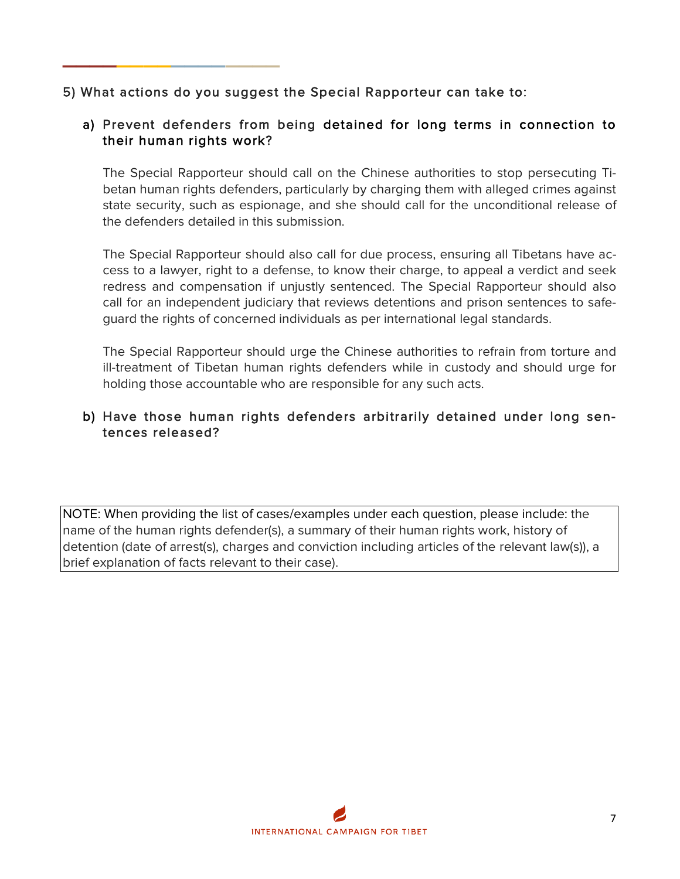5) What actions do you suggest the Special Rapporteur can take to:

a) Prevent defenders from being **detained for long terms in connection to their human rights work?**

The Special Rapporteur should call on the Chinese authorities to stop persecuting Tibetan human rights defenders, particularly by charging them with alleged crimes against state security, such as espionage, and she should call for the unconditional release of the defenders detailed in this submission.

The Special Rapporteur should also call for due process, ensuring all Tibetans have access to a lawyer, right to a defense, to know their charge, to appeal a verdict and seek redress and compensation if unjustly sentenced. The Special Rapporteur should also call for an independent judiciary that reviews detentions and prison sentences to safeguard the rights of concerned individuals as per international legal standards.

The Special Rapporteur should urge the Chinese authorities to refrain from torture and ill-treatment of Tibetan human rights defenders while in custody and should urge for holding those accountable who are responsible for any such acts.

b) Have those human rights defenders arbitrarily detained under long sentences released?

NOTE: When providing the list of cases/examples under each question, please include: the name of the human rights defender(s), a summary of their human rights work, history of detention (date of arrest(s), charges and conviction including articles of the relevant law(s)), a brief explanation of facts relevant to their case).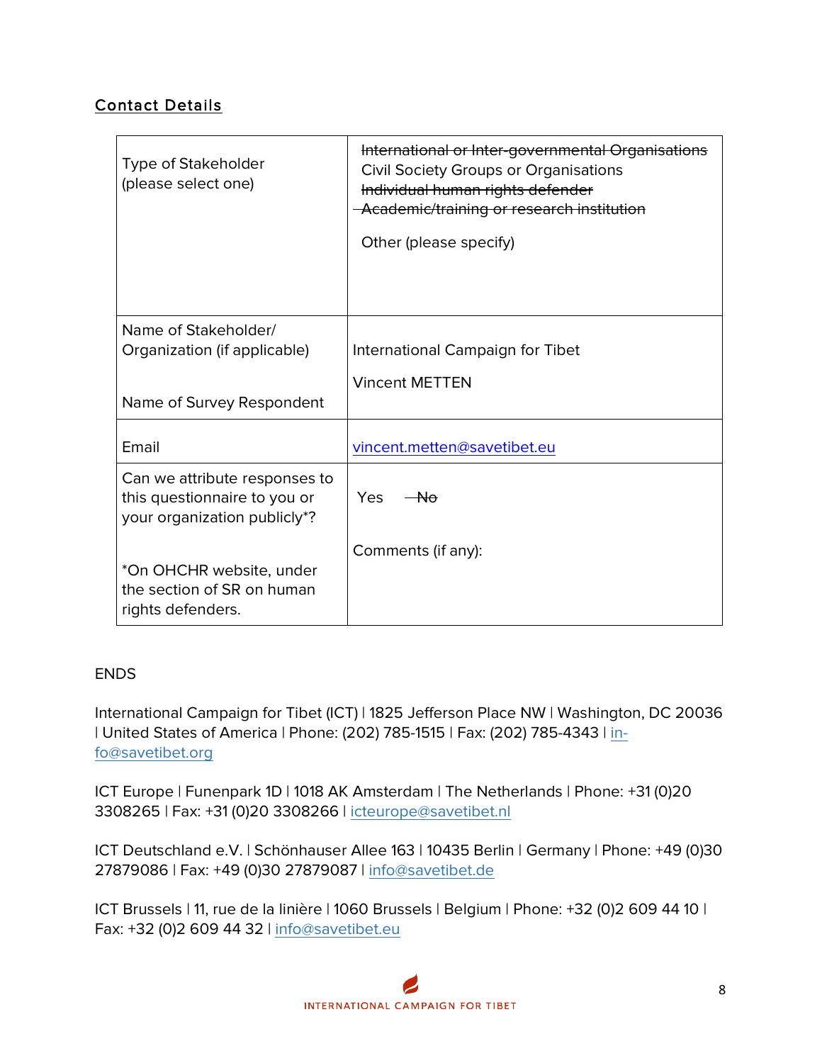## Contact Details

| | |
|---|---|
| Type of Stakeholder (please select one) | ~~International or Inter-governmental Organisations~~<br>Civil Society Groups or Organisations<br>~~Individual human rights defender~~<br>~~Academic/training or research institution~~<br><br>Other (please specify) |
| Name of Stakeholder/ Organization (if applicable)<br><br>Name of Survey Respondent | International Campaign for Tibet<br><br>Vincent METTEN |
| Email | vincent.metten@savetibet.eu |
| Can we attribute responses to this questionnaire to you or your organization publicly*?<br><br>*On OHCHR website, under the section of SR on human rights defenders. | Yes ~~No~~<br><br>Comments (if any): |

ENDS

International Campaign for Tibet (ICT) | 1825 Jefferson Place NW | Washington, DC 20036 | United States of America | Phone: (202) 785-1515 | Fax: (202) 785-4343 | info@savetibet.org

ICT Europe | Funenpark 1D | 1018 AK Amsterdam | The Netherlands | Phone: +31 (0)20 3308265 | Fax: +31 (0)20 3308266 | icteurope@savetibet.nl

ICT Deutschland e.V. | Schönhauser Allee 163 | 10435 Berlin | Germany | Phone: +49 (0)30 27879086 | Fax: +49 (0)30 27879087 | info@savetibet.de

ICT Brussels | 11, rue de la linière | 1060 Brussels | Belgium | Phone: +32 (0)2 609 44 10 | Fax: +32 (0)2 609 44 32 | info@savetibet.eu